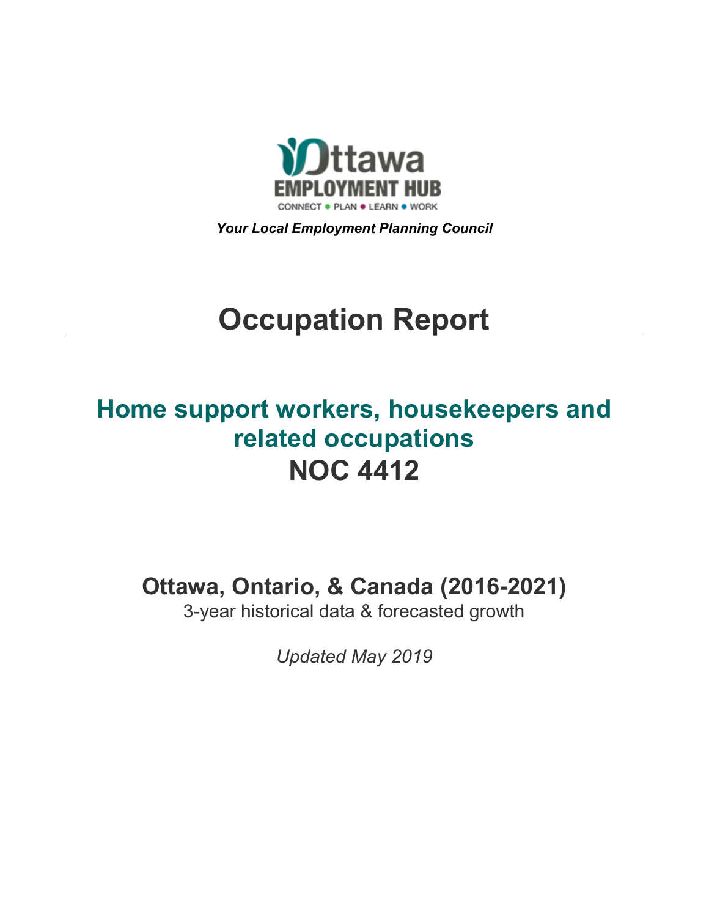**Ottawa EMPLOYMENT HUB**

CONNECT • PLAN • LEARN • WORK

***Your Local Employment Planning Council***

# Occupation Report

## Home support workers, housekeepers and related occupations
## NOC 4412

### Ottawa, Ontario, & Canada (2016-2021)

3-year historical data & forecasted growth

*Updated May 2019*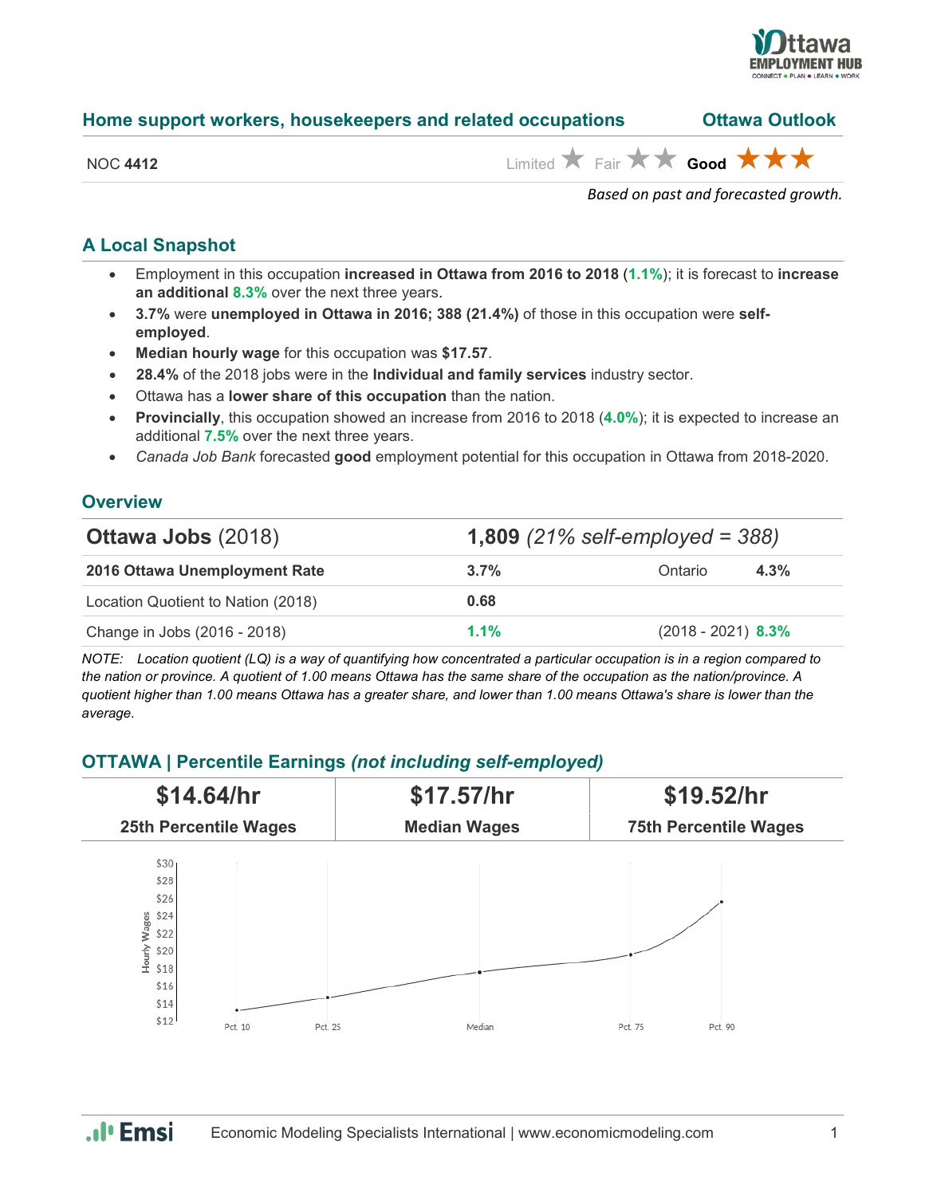## Home support workers, housekeepers and related occupations — Ottawa Outlook

NOC **4412** — Limited ★ Fair ★★ **Good ★★★**

*Based on past and forecasted growth.*

### A Local Snapshot

- Employment in this occupation **increased in Ottawa from 2016 to 2018** (**1.1%**); it is forecast to **increase an additional 8.3%** over the next three years.
- **3.7%** were **unemployed in Ottawa in 2016; 388 (21.4%)** of those in this occupation were **self-employed**.
- **Median hourly wage** for this occupation was **$17.57**.
- **28.4%** of the 2018 jobs were in the **Individual and family services** industry sector.
- Ottawa has a **lower share of this occupation** than the nation.
- **Provincially**, this occupation showed an increase from 2016 to 2018 (**4.0%**); it is expected to increase an additional **7.5%** over the next three years.
- *Canada Job Bank* forecasted **good** employment potential for this occupation in Ottawa from 2018-2020.

### Overview

| **Ottawa Jobs** (2018) | **1,809** *(21% self-employed = 388)* | | |
|---|---|---|---|
| **2016 Ottawa Unemployment Rate** | **3.7%** | Ontario | **4.3%** |
| Location Quotient to Nation (2018) | **0.68** | | |
| Change in Jobs (2016 - 2018) | **1.1%** | (2018 - 2021) | **8.3%** |

*NOTE: Location quotient (LQ) is a way of quantifying how concentrated a particular occupation is in a region compared to the nation or province. A quotient of 1.00 means Ottawa has the same share of the occupation as the nation/province. A quotient higher than 1.00 means Ottawa has a greater share, and lower than 1.00 means Ottawa's share is lower than the average.*

### OTTAWA | Percentile Earnings *(not including self-employed)*

| $14.64/hr | $17.57/hr | $19.52/hr |
|---|---|---|
| **25th Percentile Wages** | **Median Wages** | **75th Percentile Wages** |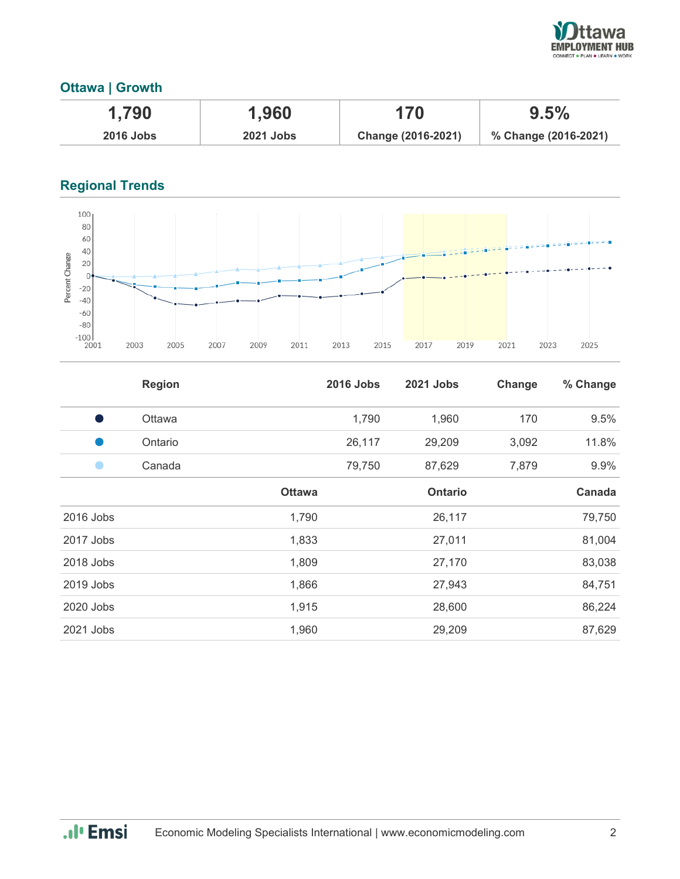## Ottawa | Growth

| 1,790 | 1,960 | 170 | 9.5% |
|---|---|---|---|
| 2016 Jobs | 2021 Jobs | Change (2016-2021) | % Change (2016-2021) |

## Regional Trends

| | Region | 2016 Jobs | 2021 Jobs | Change | % Change |
|---|---|---|---|---|---|
| ● | Ottawa | 1,790 | 1,960 | 170 | 9.5% |
| ● | Ontario | 26,117 | 29,209 | 3,092 | 11.8% |
| ● | Canada | 79,750 | 87,629 | 7,879 | 9.9% |

| | Ottawa | Ontario | Canada |
|---|---|---|---|
| 2016 Jobs | 1,790 | 26,117 | 79,750 |
| 2017 Jobs | 1,833 | 27,011 | 81,004 |
| 2018 Jobs | 1,809 | 27,170 | 83,038 |
| 2019 Jobs | 1,866 | 27,943 | 84,751 |
| 2020 Jobs | 1,915 | 28,600 | 86,224 |
| 2021 Jobs | 1,960 | 29,209 | 87,629 |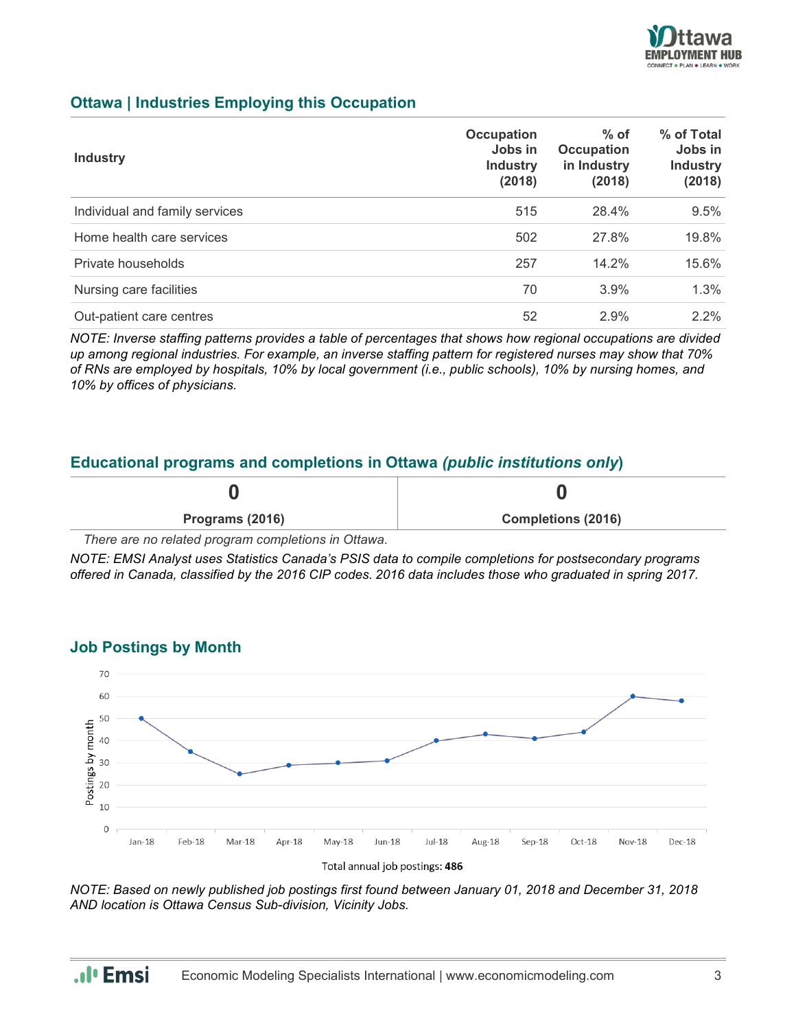## Ottawa | Industries Employing this Occupation

| Industry | Occupation Jobs in Industry (2018) | % of Occupation in Industry (2018) | % of Total Jobs in Industry (2018) |
|---|---|---|---|
| Individual and family services | 515 | 28.4% | 9.5% |
| Home health care services | 502 | 27.8% | 19.8% |
| Private households | 257 | 14.2% | 15.6% |
| Nursing care facilities | 70 | 3.9% | 1.3% |
| Out-patient care centres | 52 | 2.9% | 2.2% |

*NOTE: Inverse staffing patterns provides a table of percentages that shows how regional occupations are divided up among regional industries. For example, an inverse staffing pattern for registered nurses may show that 70% of RNs are employed by hospitals, 10% by local government (i.e., public schools), 10% by nursing homes, and 10% by offices of physicians.*

## Educational programs and completions in Ottawa *(public institutions only)*

| 0 | 0 |
|---|---|
| **Programs (2016)** | **Completions (2016)** |

*There are no related program completions in Ottawa.*

*NOTE: EMSI Analyst uses Statistics Canada's PSIS data to compile completions for postsecondary programs offered in Canada, classified by the 2016 CIP codes. 2016 data includes those who graduated in spring 2017.*

## Job Postings by Month

| Month | Postings by month |
|---|---|
| Jan-18 | 50 |
| Feb-18 | 35 |
| Mar-18 | 25 |
| Apr-18 | 29 |
| May-18 | 30 |
| Jun-18 | 31 |
| Jul-18 | 40 |
| Aug-18 | 43 |
| Sep-18 | 41 |
| Oct-18 | 44 |
| Nov-18 | 60 |
| Dec-18 | 58 |

Total annual job postings: **486**

*NOTE: Based on newly published job postings first found between January 01, 2018 and December 31, 2018 AND location is Ottawa Census Sub-division, Vicinity Jobs.*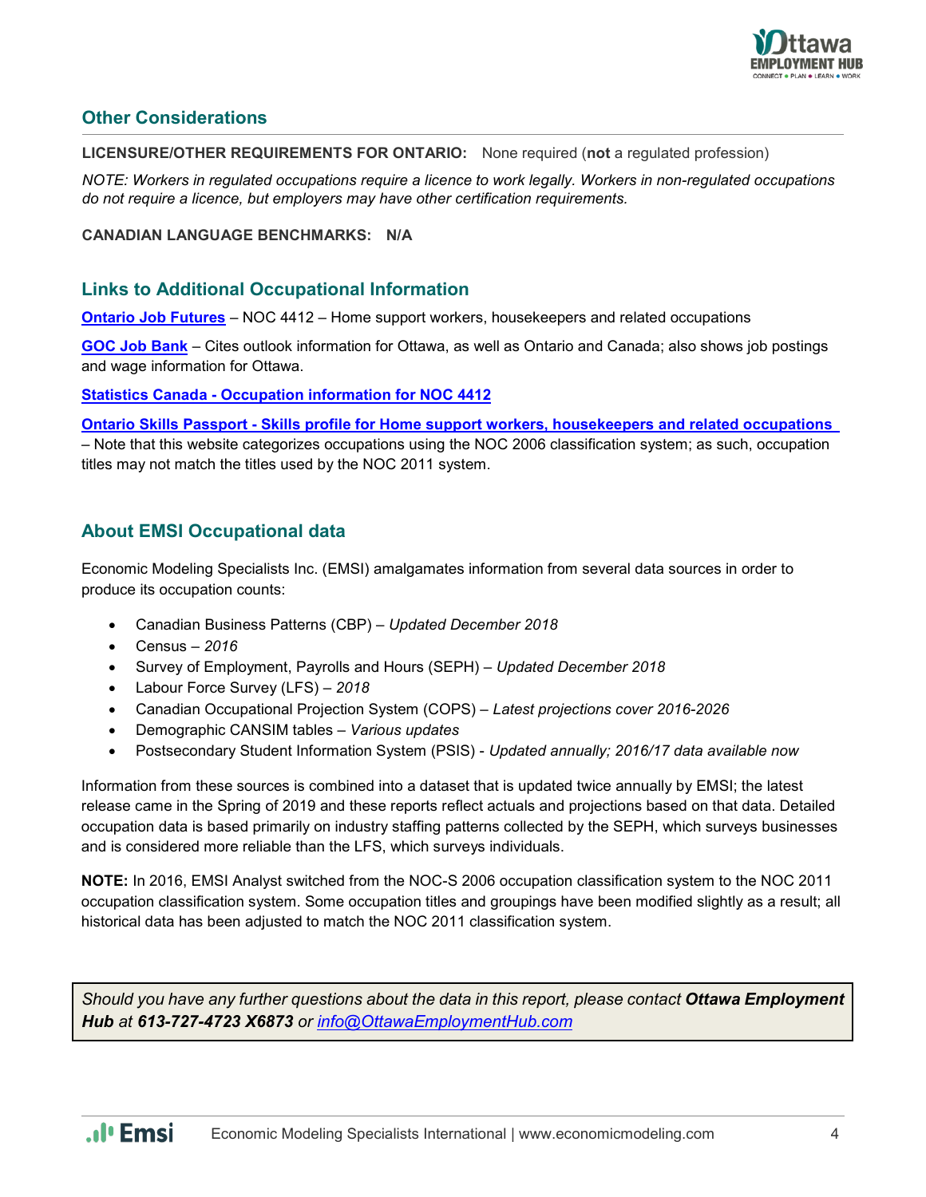## Other Considerations

**LICENSURE/OTHER REQUIREMENTS FOR ONTARIO:** None required (**not** a regulated profession)

*NOTE: Workers in regulated occupations require a licence to work legally. Workers in non-regulated occupations do not require a licence, but employers may have other certification requirements.*

**CANADIAN LANGUAGE BENCHMARKS: N/A**

## Links to Additional Occupational Information

**Ontario Job Futures** – NOC 4412 – Home support workers, housekeepers and related occupations

**GOC Job Bank** – Cites outlook information for Ottawa, as well as Ontario and Canada; also shows job postings and wage information for Ottawa.

**Statistics Canada - Occupation information for NOC 4412**

**Ontario Skills Passport - Skills profile for Home support workers, housekeepers and related occupations** – Note that this website categorizes occupations using the NOC 2006 classification system; as such, occupation titles may not match the titles used by the NOC 2011 system.

## About EMSI Occupational data

Economic Modeling Specialists Inc. (EMSI) amalgamates information from several data sources in order to produce its occupation counts:

- Canadian Business Patterns (CBP) – *Updated December 2018*
- Census – *2016*
- Survey of Employment, Payrolls and Hours (SEPH) – *Updated December 2018*
- Labour Force Survey (LFS) – *2018*
- Canadian Occupational Projection System (COPS) – *Latest projections cover 2016-2026*
- Demographic CANSIM tables – *Various updates*
- Postsecondary Student Information System (PSIS) - *Updated annually; 2016/17 data available now*

Information from these sources is combined into a dataset that is updated twice annually by EMSI; the latest release came in the Spring of 2019 and these reports reflect actuals and projections based on that data. Detailed occupation data is based primarily on industry staffing patterns collected by the SEPH, which surveys businesses and is considered more reliable than the LFS, which surveys individuals.

**NOTE:** In 2016, EMSI Analyst switched from the NOC-S 2006 occupation classification system to the NOC 2011 occupation classification system. Some occupation titles and groupings have been modified slightly as a result; all historical data has been adjusted to match the NOC 2011 classification system.

*Should you have any further questions about the data in this report, please contact **Ottawa Employment Hub** at **613-727-4723 X6873** or info@OttawaEmploymentHub.com*